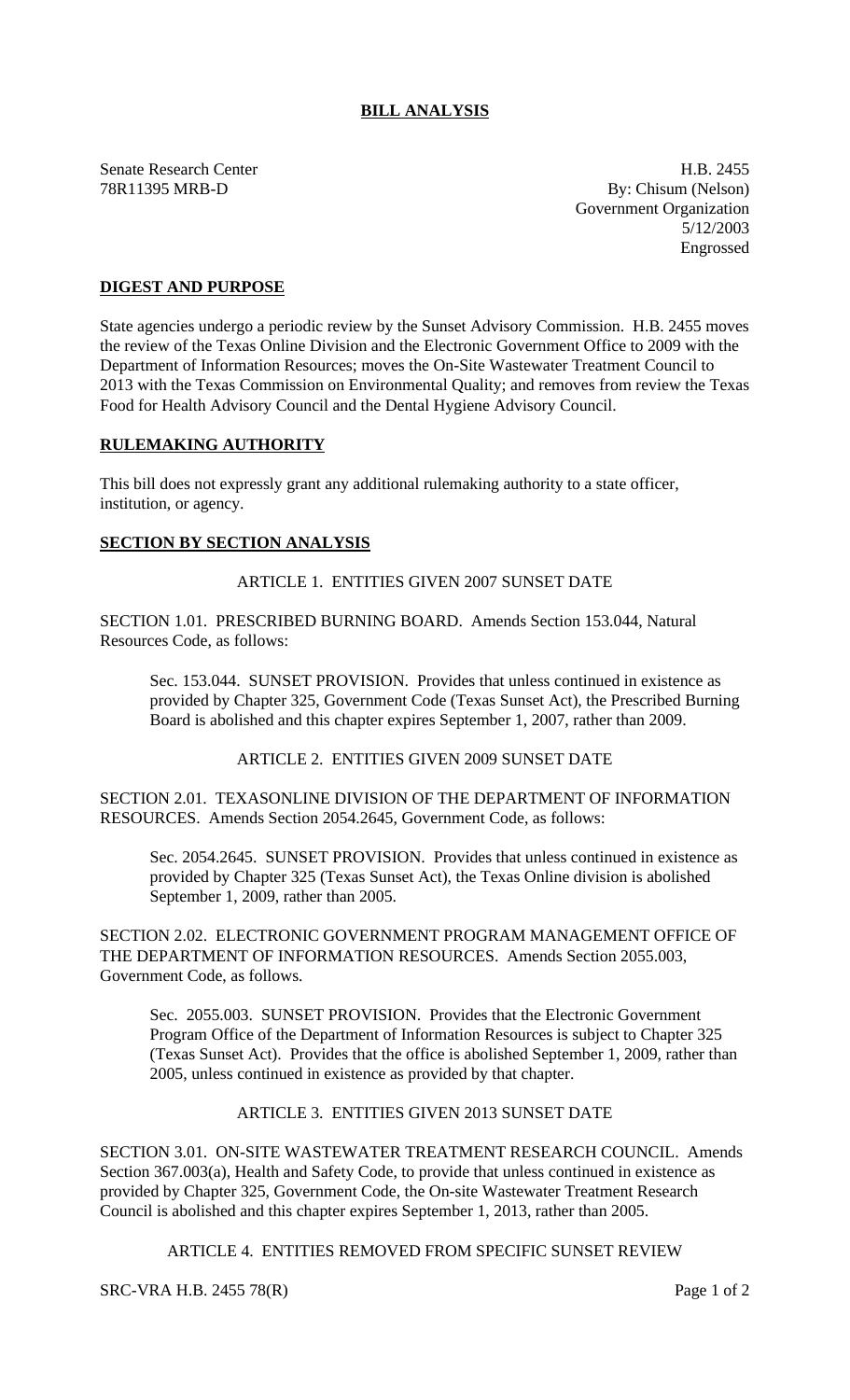# BILL ANALYSIS

Senate Research Center
78R11395 MRB-D

H.B. 2455
By: Chisum (Nelson)
Government Organization
5/12/2003
Engrossed

## DIGEST AND PURPOSE

State agencies undergo a periodic review by the Sunset Advisory Commission. H.B. 2455 moves the review of the Texas Online Division and the Electronic Government Office to 2009 with the Department of Information Resources; moves the On-Site Wastewater Treatment Council to 2013 with the Texas Commission on Environmental Quality; and removes from review the Texas Food for Health Advisory Council and the Dental Hygiene Advisory Council.

## RULEMAKING AUTHORITY

This bill does not expressly grant any additional rulemaking authority to a state officer, institution, or agency.

## SECTION BY SECTION ANALYSIS

ARTICLE 1. ENTITIES GIVEN 2007 SUNSET DATE

SECTION 1.01. PRESCRIBED BURNING BOARD. Amends Section 153.044, Natural Resources Code, as follows:

Sec. 153.044. SUNSET PROVISION. Provides that unless continued in existence as provided by Chapter 325, Government Code (Texas Sunset Act), the Prescribed Burning Board is abolished and this chapter expires September 1, 2007, rather than 2009.

ARTICLE 2. ENTITIES GIVEN 2009 SUNSET DATE

SECTION 2.01. TEXASONLINE DIVISION OF THE DEPARTMENT OF INFORMATION RESOURCES. Amends Section 2054.2645, Government Code, as follows:

Sec. 2054.2645. SUNSET PROVISION. Provides that unless continued in existence as provided by Chapter 325 (Texas Sunset Act), the Texas Online division is abolished September 1, 2009, rather than 2005.

SECTION 2.02. ELECTRONIC GOVERNMENT PROGRAM MANAGEMENT OFFICE OF THE DEPARTMENT OF INFORMATION RESOURCES. Amends Section 2055.003, Government Code, as follows.

Sec. 2055.003. SUNSET PROVISION. Provides that the Electronic Government Program Office of the Department of Information Resources is subject to Chapter 325 (Texas Sunset Act). Provides that the office is abolished September 1, 2009, rather than 2005, unless continued in existence as provided by that chapter.

ARTICLE 3. ENTITIES GIVEN 2013 SUNSET DATE

SECTION 3.01. ON-SITE WASTEWATER TREATMENT RESEARCH COUNCIL. Amends Section 367.003(a), Health and Safety Code, to provide that unless continued in existence as provided by Chapter 325, Government Code, the On-site Wastewater Treatment Research Council is abolished and this chapter expires September 1, 2013, rather than 2005.

ARTICLE 4. ENTITIES REMOVED FROM SPECIFIC SUNSET REVIEW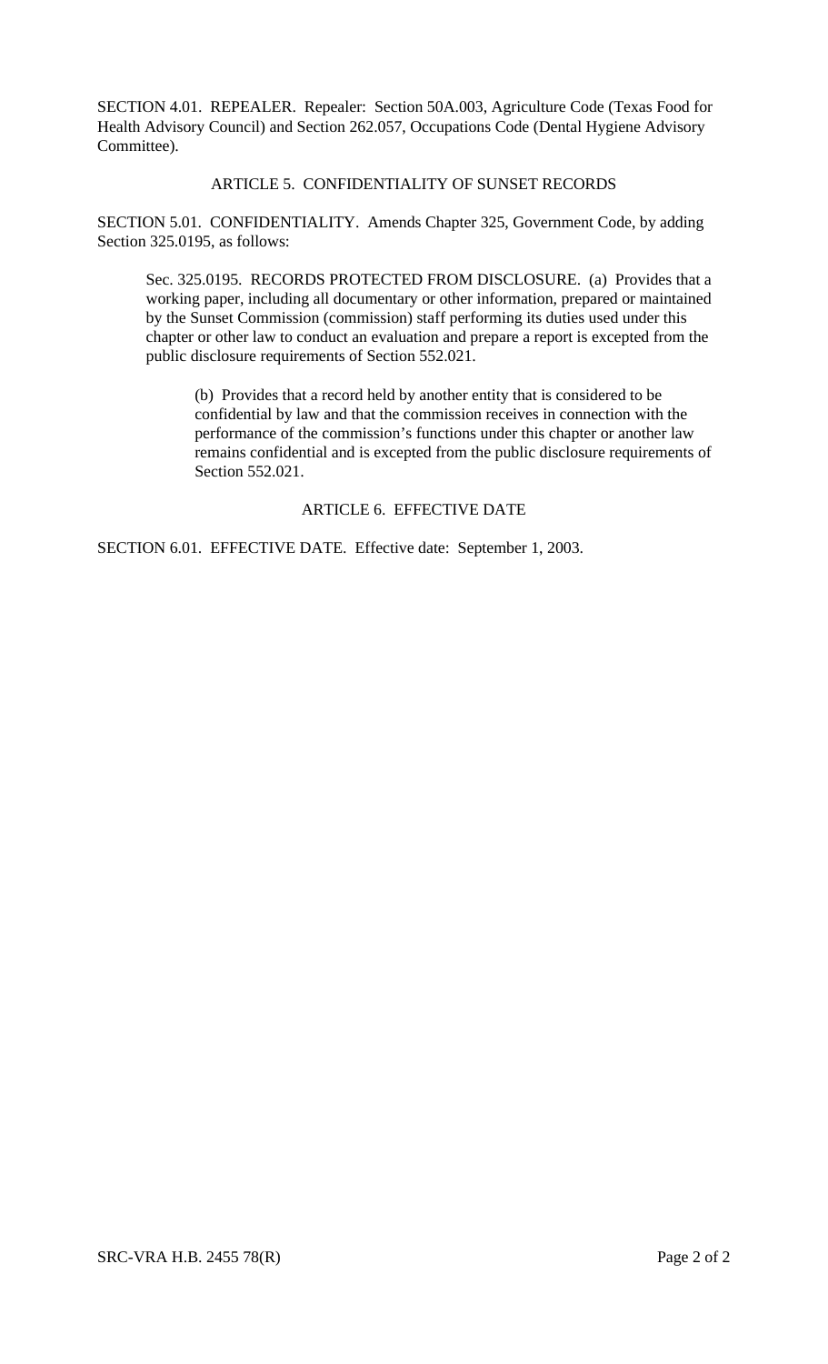SECTION 4.01. REPEALER. Repealer: Section 50A.003, Agriculture Code (Texas Food for Health Advisory Council) and Section 262.057, Occupations Code (Dental Hygiene Advisory Committee).

ARTICLE 5. CONFIDENTIALITY OF SUNSET RECORDS

SECTION 5.01. CONFIDENTIALITY. Amends Chapter 325, Government Code, by adding Section 325.0195, as follows:

> Sec. 325.0195. RECORDS PROTECTED FROM DISCLOSURE. (a) Provides that a working paper, including all documentary or other information, prepared or maintained by the Sunset Commission (commission) staff performing its duties used under this chapter or other law to conduct an evaluation and prepare a report is excepted from the public disclosure requirements of Section 552.021.
>
> > (b) Provides that a record held by another entity that is considered to be confidential by law and that the commission receives in connection with the performance of the commission's functions under this chapter or another law remains confidential and is excepted from the public disclosure requirements of Section 552.021.

ARTICLE 6. EFFECTIVE DATE

SECTION 6.01. EFFECTIVE DATE. Effective date: September 1, 2003.